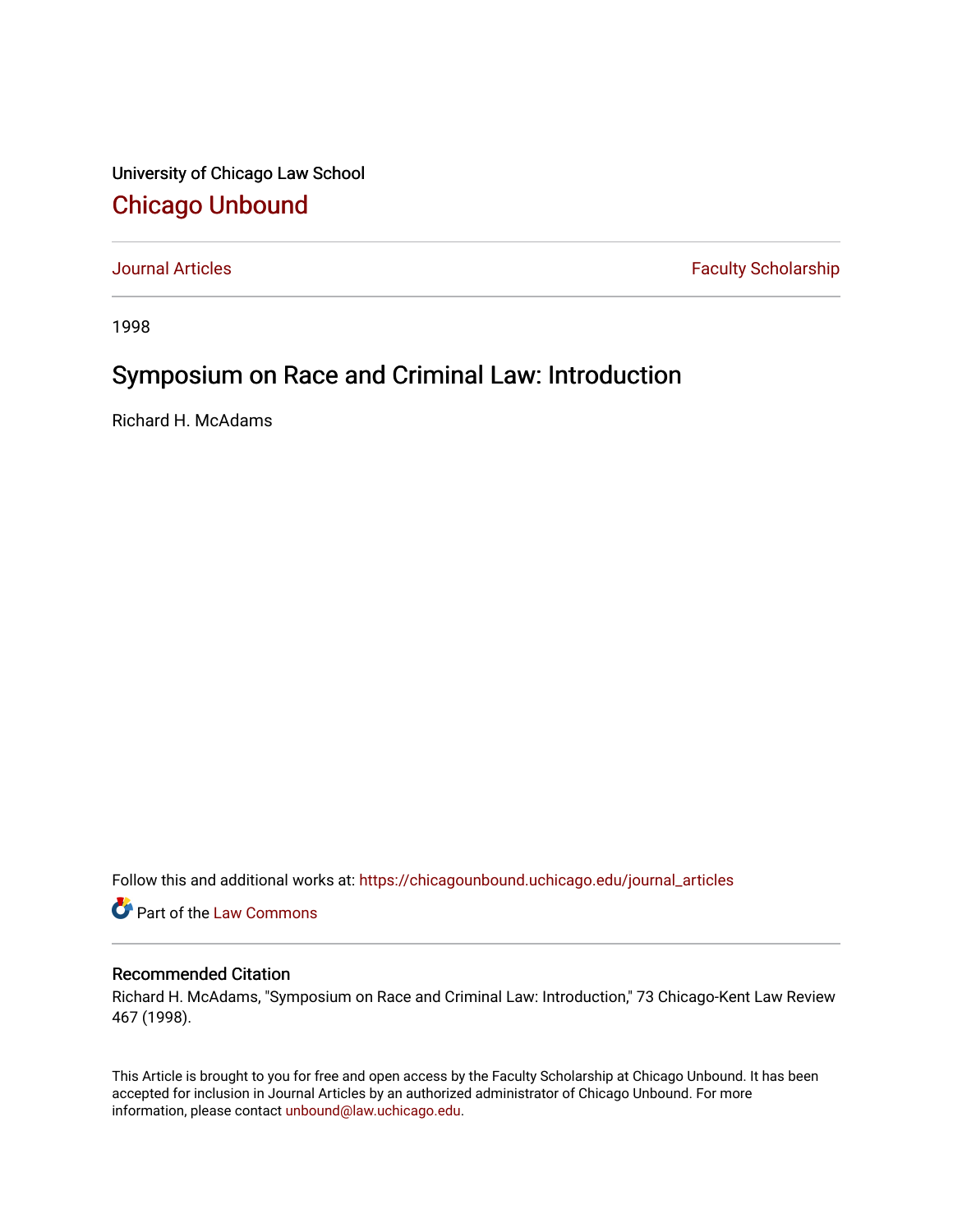University of Chicago Law School

# Chicago Unbound

Journal Articles | Faculty Scholarship

1998

## Symposium on Race and Criminal Law: Introduction

Richard H. McAdams

Follow this and additional works at: https://chicagounbound.uchicago.edu/journal_articles

Part of the Law Commons

### Recommended Citation

Richard H. McAdams, "Symposium on Race and Criminal Law: Introduction," 73 Chicago-Kent Law Review 467 (1998).

This Article is brought to you for free and open access by the Faculty Scholarship at Chicago Unbound. It has been accepted for inclusion in Journal Articles by an authorized administrator of Chicago Unbound. For more information, please contact unbound@law.uchicago.edu.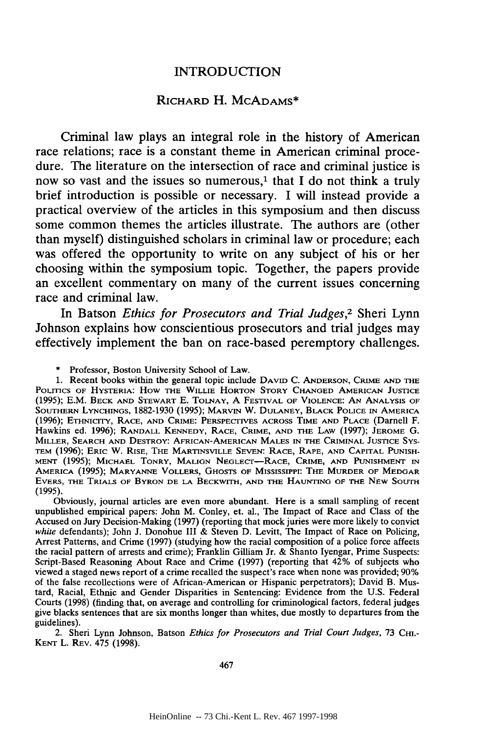# INTRODUCTION

## RICHARD H. MCADAMS*

Criminal law plays an integral role in the history of American race relations; race is a constant theme in American criminal procedure. The literature on the intersection of race and criminal justice is now so vast and the issues so numerous,[1] that I do not think a truly brief introduction is possible or necessary. I will instead provide a practical overview of the articles in this symposium and then discuss some common themes the articles illustrate. The authors are (other than myself) distinguished scholars in criminal law or procedure; each was offered the opportunity to write on any subject of his or her choosing within the symposium topic. Together, the papers provide an excellent commentary on many of the current issues concerning race and criminal law.

In Batson *Ethics for Prosecutors and Trial Judges*,[2] Sheri Lynn Johnson explains how conscientious prosecutors and trial judges may effectively implement the ban on race-based peremptory challenges.

---

\* Professor, Boston University School of Law.

1. Recent books within the general topic include DAVID C. ANDERSON, CRIME AND THE POLITICS OF HYSTERIA: HOW THE WILLIE HORTON STORY CHANGED AMERICAN JUSTICE (1995); E.M. BECK AND STEWART E. TOLNAY, A FESTIVAL OF VIOLENCE: AN ANALYSIS OF SOUTHERN LYNCHINGS, 1882-1930 (1995); MARVIN W. DULANEY, BLACK POLICE IN AMERICA (1996); ETHNICITY, RACE, AND CRIME: PERSPECTIVES ACROSS TIME AND PLACE (Darnell F. Hawkins ed. 1996); RANDALL KENNEDY, RACE, CRIME, AND THE LAW (1997); JEROME G. MILLER, SEARCH AND DESTROY: AFRICAN-AMERICAN MALES IN THE CRIMINAL JUSTICE SYSTEM (1996); ERIC W. RISE, THE MARTINSVILLE SEVEN: RACE, RAPE, AND CAPITAL PUNISHMENT (1995); MICHAEL TONRY, MALIGN NEGLECT—RACE, CRIME, AND PUNISHMENT IN AMERICA (1995); MARYANNE VOLLERS, GHOSTS OF MISSISSIPPI: THE MURDER OF MEDGAR EVERS, THE TRIALS OF BYRON DE LA BECKWITH, AND THE HAUNTING OF THE NEW SOUTH (1995).

Obviously, journal articles are even more abundant. Here is a small sampling of recent unpublished empirical papers: John M. Conley, et. al., The Impact of Race and Class of the Accused on Jury Decision-Making (1997) (reporting that mock juries were more likely to convict *white* defendants); John J. Donohue III & Steven D. Levitt, The Impact of Race on Policing, Arrest Patterns, and Crime (1997) (studying how the racial composition of a police force affects the racial pattern of arrests and crime); Franklin Gilliam Jr. & Shanto Iyengar, Prime Suspects: Script-Based Reasoning About Race and Crime (1997) (reporting that 42% of subjects who viewed a staged news report of a crime recalled the suspect's race when none was provided; 90% of the false recollections were of African-American or Hispanic perpetrators); David B. Mustard, Racial, Ethnic and Gender Disparities in Sentencing: Evidence from the U.S. Federal Courts (1998) (finding that, on average and controlling for criminological factors, federal judges give blacks sentences that are six months longer than whites, due mostly to departures from the guidelines).

2. Sheri Lynn Johnson, Batson *Ethics for Prosecutors and Trial Court Judges*, 73 CHI.-KENT L. REV. 475 (1998).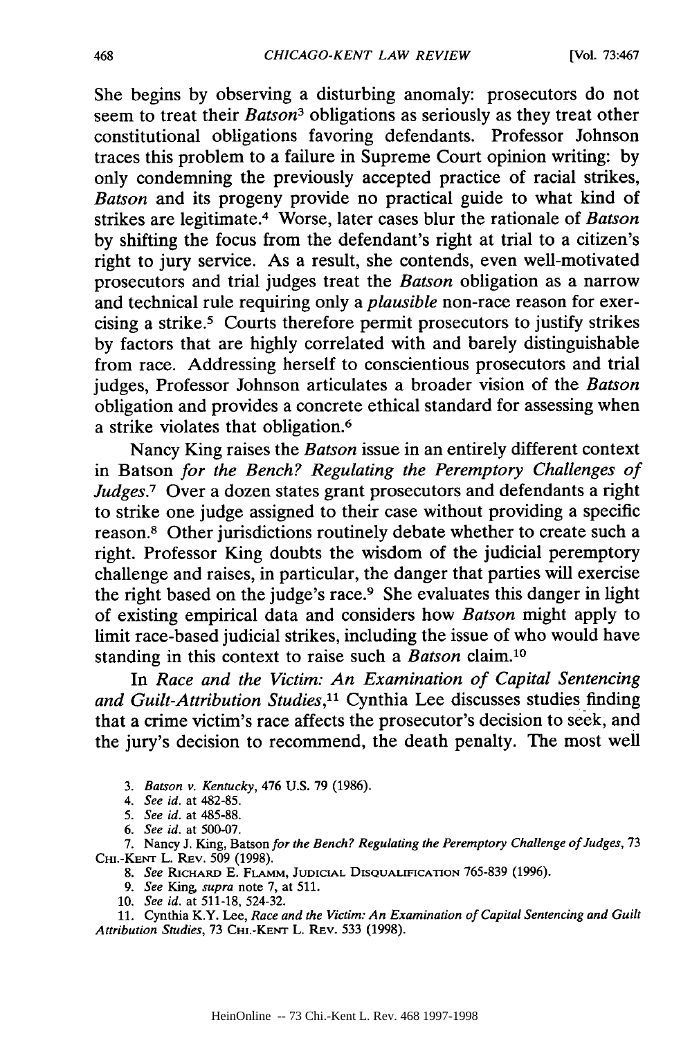She begins by observing a disturbing anomaly: prosecutors do not seem to treat their *Batson*[3] obligations as seriously as they treat other constitutional obligations favoring defendants. Professor Johnson traces this problem to a failure in Supreme Court opinion writing: by only condemning the previously accepted practice of racial strikes, *Batson* and its progeny provide no practical guide to what kind of strikes are legitimate.[4] Worse, later cases blur the rationale of *Batson* by shifting the focus from the defendant's right at trial to a citizen's right to jury service. As a result, she contends, even well-motivated prosecutors and trial judges treat the *Batson* obligation as a narrow and technical rule requiring only a *plausible* non-race reason for exercising a strike.[5] Courts therefore permit prosecutors to justify strikes by factors that are highly correlated with and barely distinguishable from race. Addressing herself to conscientious prosecutors and trial judges, Professor Johnson articulates a broader vision of the *Batson* obligation and provides a concrete ethical standard for assessing when a strike violates that obligation.[6]

Nancy King raises the *Batson* issue in an entirely different context in Batson *for the Bench? Regulating the Peremptory Challenges of Judges*.[7] Over a dozen states grant prosecutors and defendants a right to strike one judge assigned to their case without providing a specific reason.[8] Other jurisdictions routinely debate whether to create such a right. Professor King doubts the wisdom of the judicial peremptory challenge and raises, in particular, the danger that parties will exercise the right based on the judge's race.[9] She evaluates this danger in light of existing empirical data and considers how *Batson* might apply to limit race-based judicial strikes, including the issue of who would have standing in this context to raise such a *Batson* claim.[10]

In *Race and the Victim: An Examination of Capital Sentencing and Guilt-Attribution Studies*,[11] Cynthia Lee discusses studies finding that a crime victim's race affects the prosecutor's decision to seek, and the jury's decision to recommend, the death penalty. The most well

---

3. *Batson v. Kentucky*, 476 U.S. 79 (1986).

4. *See id.* at 482-85.

5. *See id.* at 485-88.

6. *See id.* at 500-07.

7. Nancy J. King, Batson *for the Bench? Regulating the Peremptory Challenge of Judges*, 73 CHI.-KENT L. REV. 509 (1998).

8. *See* RICHARD E. FLAMM, JUDICIAL DISQUALIFICATION 765-839 (1996).

9. *See* King, *supra* note 7, at 511.

10. *See id.* at 511-18, 524-32.

11. Cynthia K.Y. Lee, *Race and the Victim: An Examination of Capital Sentencing and Guilt Attribution Studies*, 73 CHI.-KENT L. REV. 533 (1998).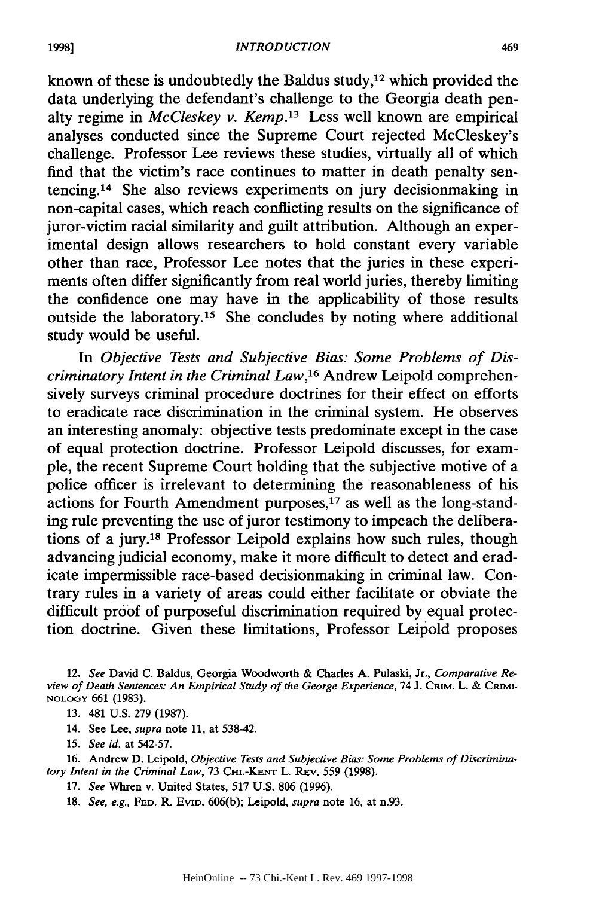known of these is undoubtedly the Baldus study,[12] which provided the data underlying the defendant's challenge to the Georgia death penalty regime in *McCleskey v. Kemp*.[13] Less well known are empirical analyses conducted since the Supreme Court rejected McCleskey's challenge. Professor Lee reviews these studies, virtually all of which find that the victim's race continues to matter in death penalty sentencing.[14] She also reviews experiments on jury decisionmaking in non-capital cases, which reach conflicting results on the significance of juror-victim racial similarity and guilt attribution. Although an experimental design allows researchers to hold constant every variable other than race, Professor Lee notes that the juries in these experiments often differ significantly from real world juries, thereby limiting the confidence one may have in the applicability of those results outside the laboratory.[15] She concludes by noting where additional study would be useful.

In *Objective Tests and Subjective Bias: Some Problems of Discriminatory Intent in the Criminal Law*,[16] Andrew Leipold comprehensively surveys criminal procedure doctrines for their effect on efforts to eradicate race discrimination in the criminal system. He observes an interesting anomaly: objective tests predominate except in the case of equal protection doctrine. Professor Leipold discusses, for example, the recent Supreme Court holding that the subjective motive of a police officer is irrelevant to determining the reasonableness of his actions for Fourth Amendment purposes,[17] as well as the long-standing rule preventing the use of juror testimony to impeach the deliberations of a jury.[18] Professor Leipold explains how such rules, though advancing judicial economy, make it more difficult to detect and eradicate impermissible race-based decisionmaking in criminal law. Contrary rules in a variety of areas could either facilitate or obviate the difficult proof of purposeful discrimination required by equal protection doctrine. Given these limitations, Professor Leipold proposes

---

12. *See* David C. Baldus, Georgia Woodworth & Charles A. Pulaski, Jr., *Comparative Review of Death Sentences: An Empirical Study of the George Experience*, 74 J. CRIM. L. & CRIMINOLOGY 661 (1983).

13. 481 U.S. 279 (1987).

14. See Lee, *supra* note 11, at 538-42.

15. *See id.* at 542-57.

16. Andrew D. Leipold, *Objective Tests and Subjective Bias: Some Problems of Discriminatory Intent in the Criminal Law*, 73 CHI.-KENT L. REV. 559 (1998).

17. *See* Whren v. United States, 517 U.S. 806 (1996).

18. *See, e.g.*, FED. R. EVID. 606(b); Leipold, *supra* note 16, at n.93.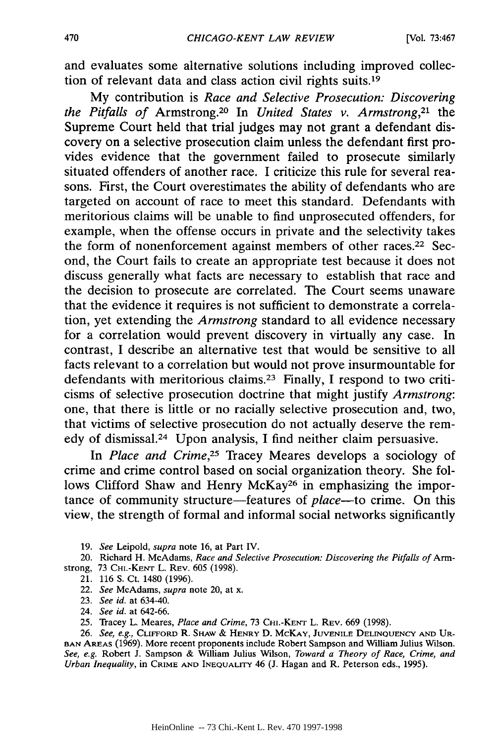and evaluates some alternative solutions including improved collection of relevant data and class action civil rights suits.[19]

My contribution is *Race and Selective Prosecution: Discovering the Pitfalls of* Armstrong.[20] In *United States v. Armstrong*,[21] the Supreme Court held that trial judges may not grant a defendant discovery on a selective prosecution claim unless the defendant first provides evidence that the government failed to prosecute similarly situated offenders of another race. I criticize this rule for several reasons. First, the Court overestimates the ability of defendants who are targeted on account of race to meet this standard. Defendants with meritorious claims will be unable to find unprosecuted offenders, for example, when the offense occurs in private and the selectivity takes the form of nonenforcement against members of other races.[22] Second, the Court fails to create an appropriate test because it does not discuss generally what facts are necessary to establish that race and the decision to prosecute are correlated. The Court seems unaware that the evidence it requires is not sufficient to demonstrate a correlation, yet extending the *Armstrong* standard to all evidence necessary for a correlation would prevent discovery in virtually any case. In contrast, I describe an alternative test that would be sensitive to all facts relevant to a correlation but would not prove insurmountable for defendants with meritorious claims.[23] Finally, I respond to two criticisms of selective prosecution doctrine that might justify *Armstrong*: one, that there is little or no racially selective prosecution and, two, that victims of selective prosecution do not actually deserve the remedy of dismissal.[24] Upon analysis, I find neither claim persuasive.

In *Place and Crime*,[25] Tracey Meares develops a sociology of crime and crime control based on social organization theory. She follows Clifford Shaw and Henry McKay[26] in emphasizing the importance of community structure—features of *place*—to crime. On this view, the strength of formal and informal social networks significantly

---

19. *See* Leipold, *supra* note 16, at Part IV.

20. Richard H. McAdams, *Race and Selective Prosecution: Discovering the Pitfalls of* Armstrong, 73 CHI.-KENT L. REV. 605 (1998).

21. 116 S. Ct. 1480 (1996).

22. *See* McAdams, *supra* note 20, at x.

23. *See id.* at 634-40.

24. *See id.* at 642-66.

25. Tracey L. Meares, *Place and Crime*, 73 CHI.-KENT L. REV. 669 (1998).

26. *See, e.g.*, CLIFFORD R. SHAW & HENRY D. MCKAY, JUVENILE DELINQUENCY AND URBAN AREAS (1969). More recent proponents include Robert Sampson and William Julius Wilson. *See, e.g.* Robert J. Sampson & William Julius Wilson, *Toward a Theory of Race, Crime, and Urban Inequality*, in CRIME AND INEQUALITY 46 (J. Hagan and R. Peterson eds., 1995).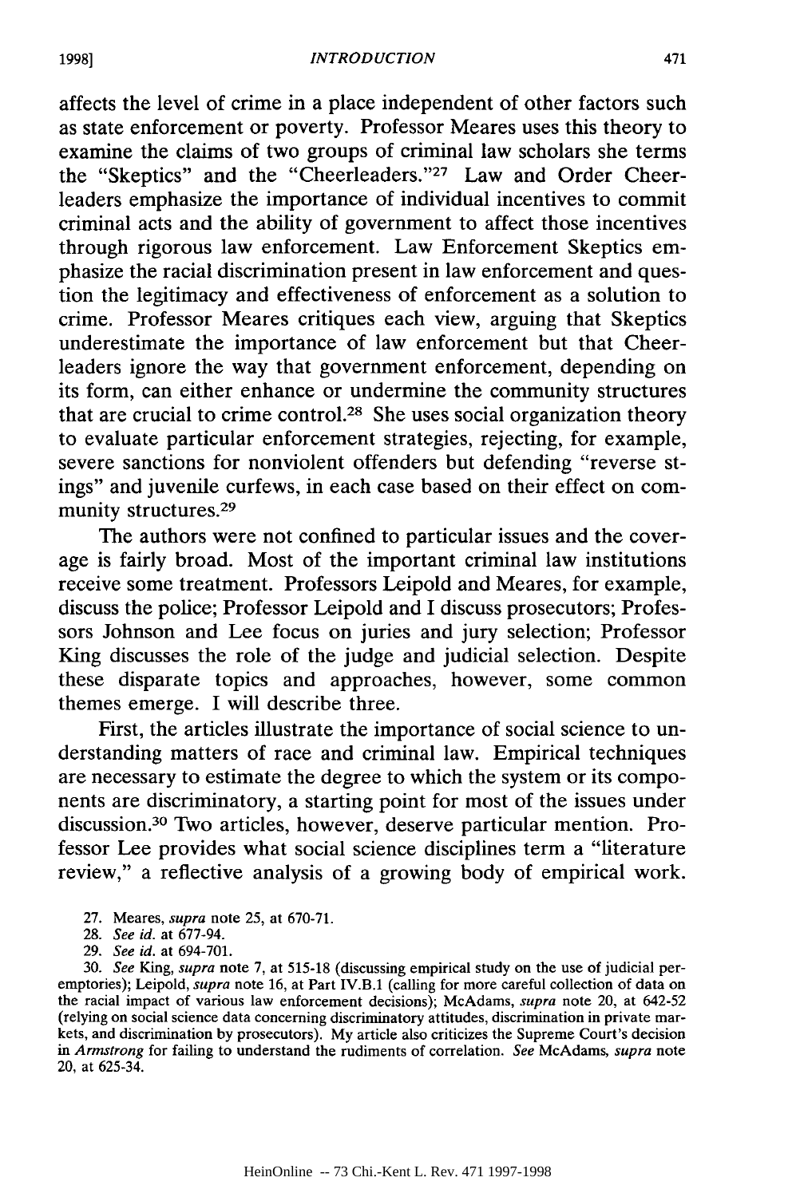affects the level of crime in a place independent of other factors such as state enforcement or poverty. Professor Meares uses this theory to examine the claims of two groups of criminal law scholars she terms the "Skeptics" and the "Cheerleaders."[27] Law and Order Cheerleaders emphasize the importance of individual incentives to commit criminal acts and the ability of government to affect those incentives through rigorous law enforcement. Law Enforcement Skeptics emphasize the racial discrimination present in law enforcement and question the legitimacy and effectiveness of enforcement as a solution to crime. Professor Meares critiques each view, arguing that Skeptics underestimate the importance of law enforcement but that Cheerleaders ignore the way that government enforcement, depending on its form, can either enhance or undermine the community structures that are crucial to crime control.[28] She uses social organization theory to evaluate particular enforcement strategies, rejecting, for example, severe sanctions for nonviolent offenders but defending "reverse stings" and juvenile curfews, in each case based on their effect on community structures.[29]

The authors were not confined to particular issues and the coverage is fairly broad. Most of the important criminal law institutions receive some treatment. Professors Leipold and Meares, for example, discuss the police; Professor Leipold and I discuss prosecutors; Professors Johnson and Lee focus on juries and jury selection; Professor King discusses the role of the judge and judicial selection. Despite these disparate topics and approaches, however, some common themes emerge. I will describe three.

First, the articles illustrate the importance of social science to understanding matters of race and criminal law. Empirical techniques are necessary to estimate the degree to which the system or its components are discriminatory, a starting point for most of the issues under discussion.[30] Two articles, however, deserve particular mention. Professor Lee provides what social science disciplines term a "literature review," a reflective analysis of a growing body of empirical work.

27. Meares, *supra* note 25, at 670-71.

28. *See id.* at 677-94.

29. *See id.* at 694-701.

30. *See* King, *supra* note 7, at 515-18 (discussing empirical study on the use of judicial peremptories); Leipold, *supra* note 16, at Part IV.B.1 (calling for more careful collection of data on the racial impact of various law enforcement decisions); McAdams, *supra* note 20, at 642-52 (relying on social science data concerning discriminatory attitudes, discrimination in private markets, and discrimination by prosecutors). My article also criticizes the Supreme Court's decision in *Armstrong* for failing to understand the rudiments of correlation. *See* McAdams, *supra* note 20, at 625-34.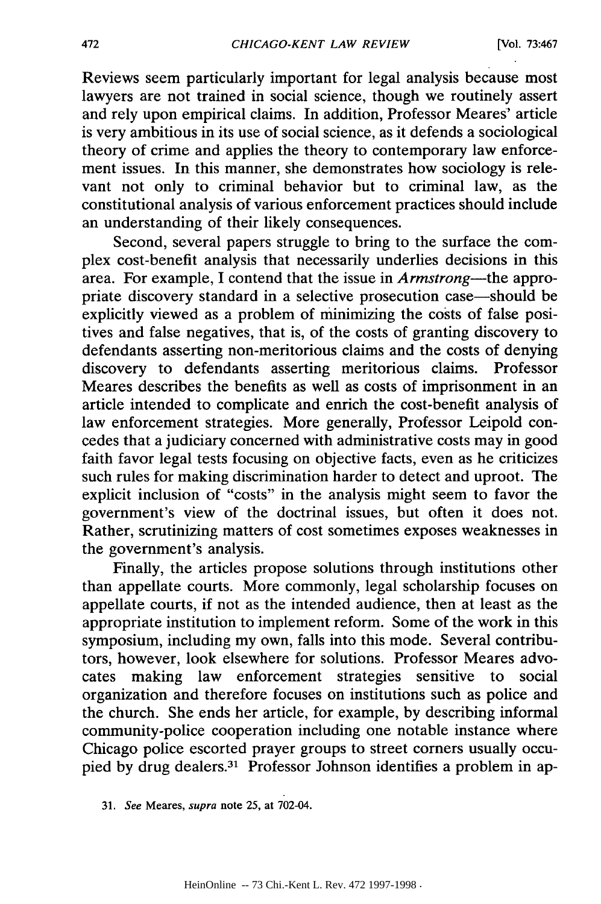Reviews seem particularly important for legal analysis because most lawyers are not trained in social science, though we routinely assert and rely upon empirical claims. In addition, Professor Meares' article is very ambitious in its use of social science, as it defends a sociological theory of crime and applies the theory to contemporary law enforcement issues. In this manner, she demonstrates how sociology is relevant not only to criminal behavior but to criminal law, as the constitutional analysis of various enforcement practices should include an understanding of their likely consequences.

Second, several papers struggle to bring to the surface the complex cost-benefit analysis that necessarily underlies decisions in this area. For example, I contend that the issue in *Armstrong*—the appropriate discovery standard in a selective prosecution case—should be explicitly viewed as a problem of minimizing the costs of false positives and false negatives, that is, of the costs of granting discovery to defendants asserting non-meritorious claims and the costs of denying discovery to defendants asserting meritorious claims. Professor Meares describes the benefits as well as costs of imprisonment in an article intended to complicate and enrich the cost-benefit analysis of law enforcement strategies. More generally, Professor Leipold concedes that a judiciary concerned with administrative costs may in good faith favor legal tests focusing on objective facts, even as he criticizes such rules for making discrimination harder to detect and uproot. The explicit inclusion of "costs" in the analysis might seem to favor the government's view of the doctrinal issues, but often it does not. Rather, scrutinizing matters of cost sometimes exposes weaknesses in the government's analysis.

Finally, the articles propose solutions through institutions other than appellate courts. More commonly, legal scholarship focuses on appellate courts, if not as the intended audience, then at least as the appropriate institution to implement reform. Some of the work in this symposium, including my own, falls into this mode. Several contributors, however, look elsewhere for solutions. Professor Meares advocates making law enforcement strategies sensitive to social organization and therefore focuses on institutions such as police and the church. She ends her article, for example, by describing informal community-police cooperation including one notable instance where Chicago police escorted prayer groups to street corners usually occupied by drug dealers.[31] Professor Johnson identifies a problem in ap-

31. *See* Meares, *supra* note 25, at 702-04.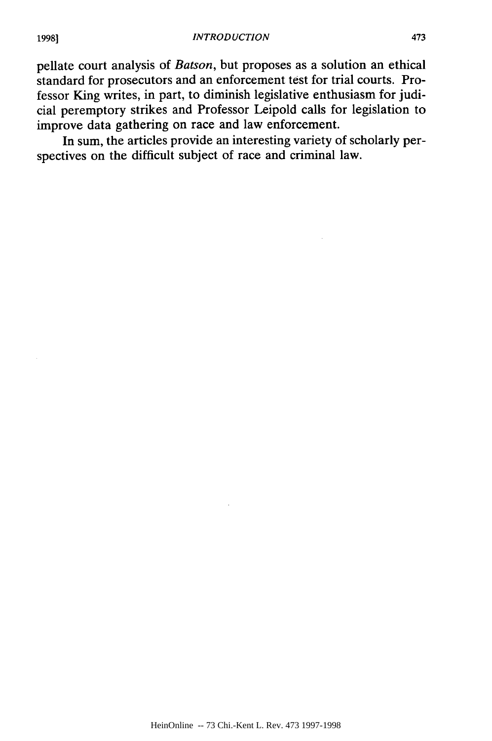pellate court analysis of *Batson*, but proposes as a solution an ethical standard for prosecutors and an enforcement test for trial courts. Professor King writes, in part, to diminish legislative enthusiasm for judicial peremptory strikes and Professor Leipold calls for legislation to improve data gathering on race and law enforcement.

In sum, the articles provide an interesting variety of scholarly perspectives on the difficult subject of race and criminal law.